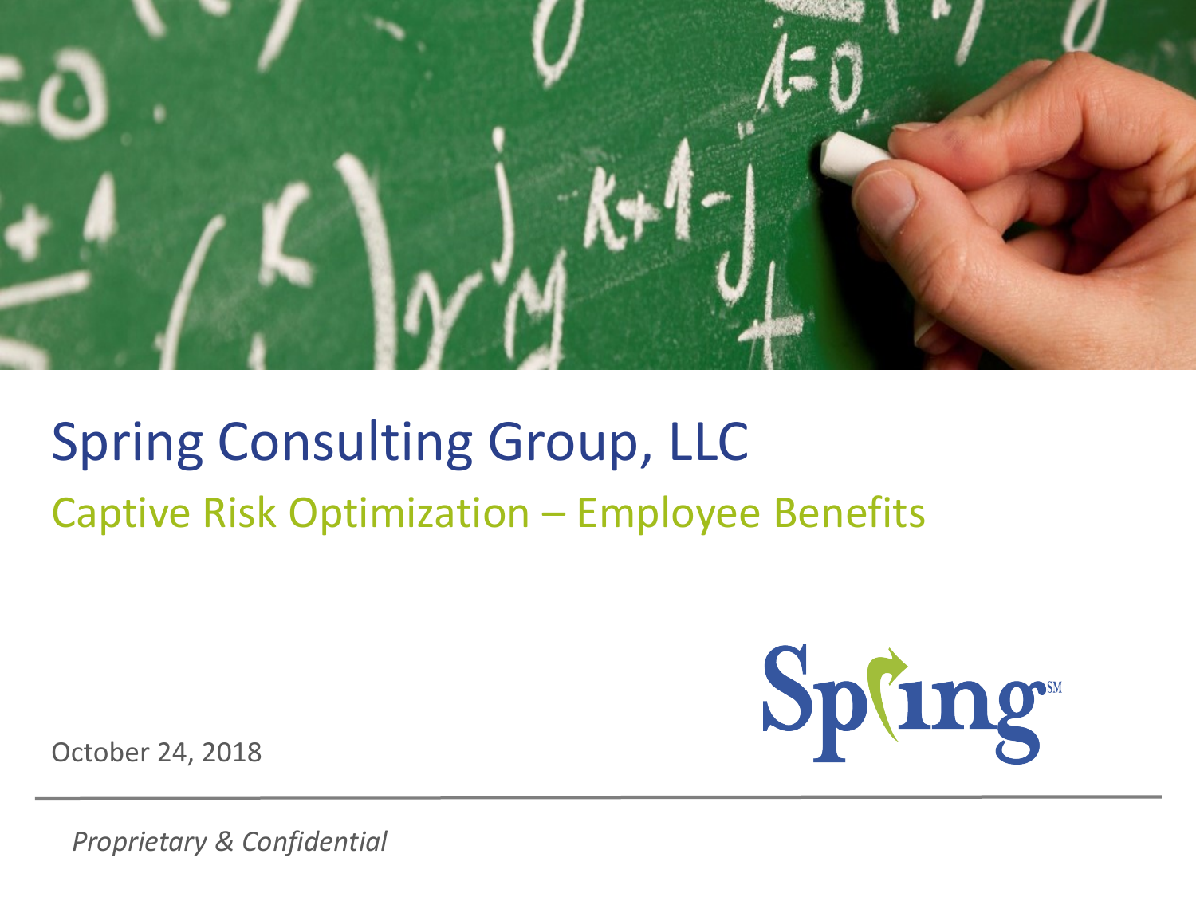# Spring Consulting Group, LLC

## Captive Risk Optimization – Employee Benefits

October 24, 2018

*Proprietary & Confidential*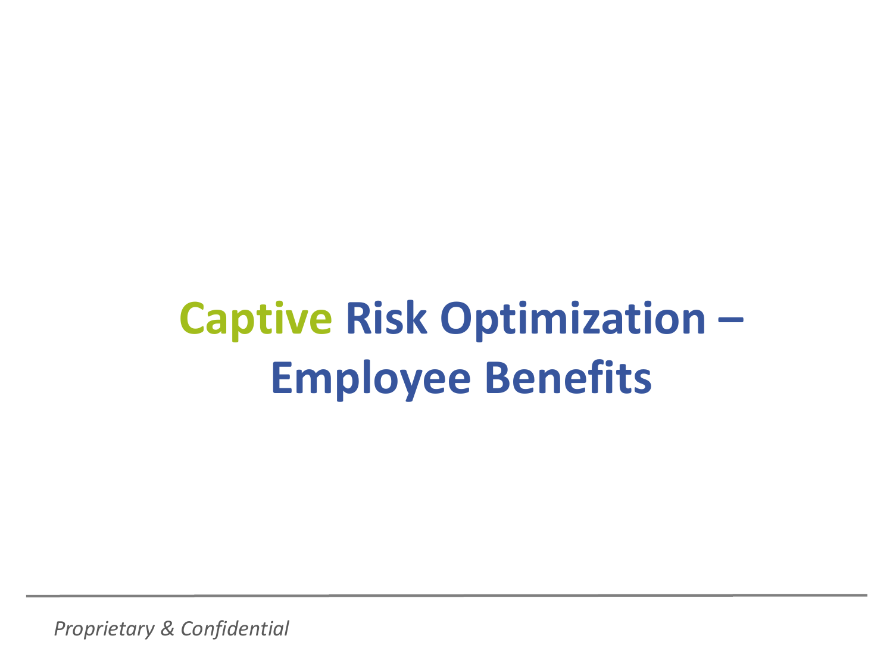# Captive Risk Optimization – Employee Benefits

*Proprietary & Confidential*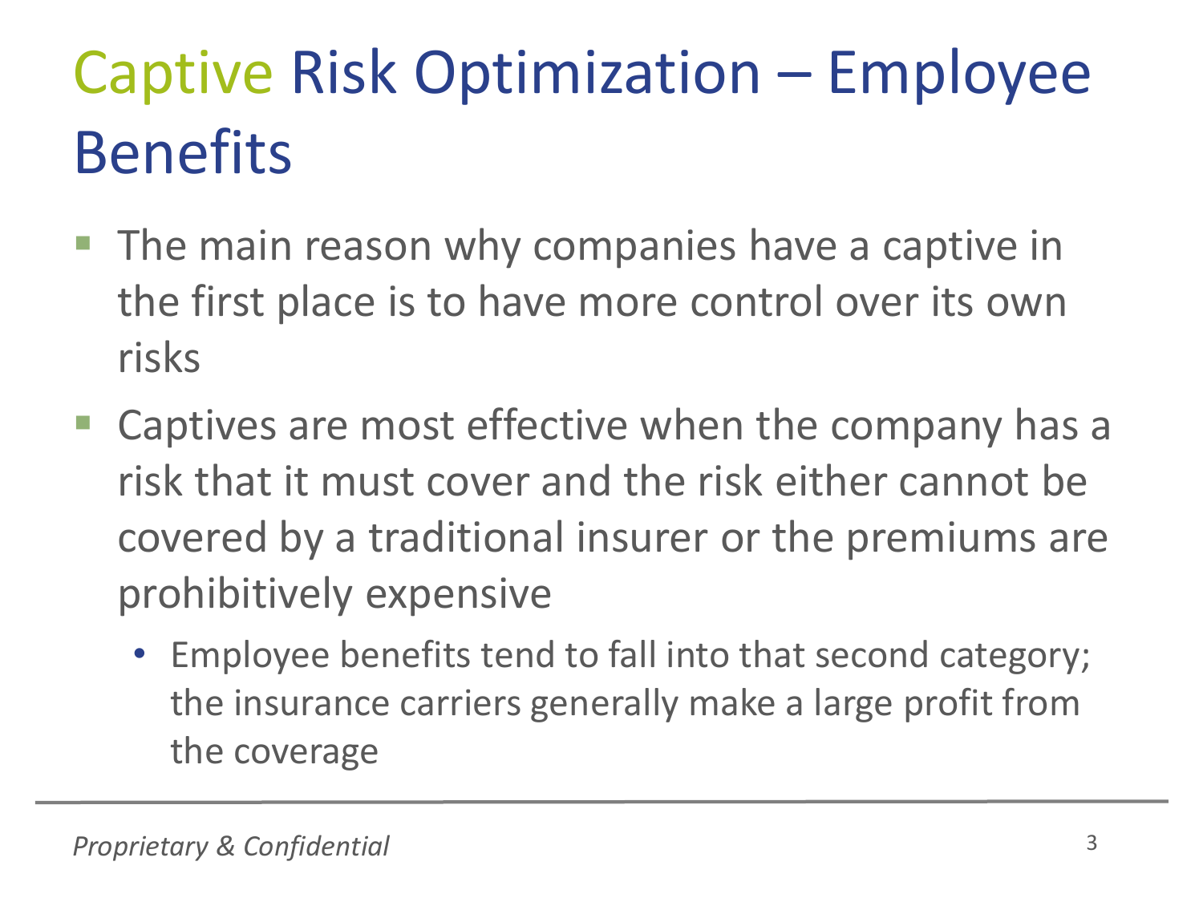# Captive Risk Optimization – Employee Benefits

- The main reason why companies have a captive in the first place is to have more control over its own risks
- Captives are most effective when the company has a risk that it must cover and the risk either cannot be covered by a traditional insurer or the premiums are prohibitively expensive
  - Employee benefits tend to fall into that second category; the insurance carriers generally make a large profit from the coverage

*Proprietary & Confidential*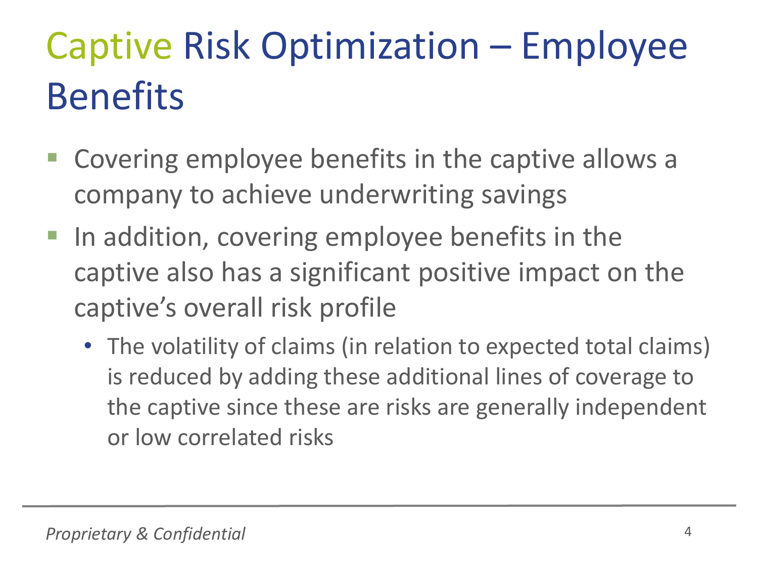# Captive Risk Optimization – Employee Benefits

- Covering employee benefits in the captive allows a company to achieve underwriting savings
- In addition, covering employee benefits in the captive also has a significant positive impact on the captive's overall risk profile
  - The volatility of claims (in relation to expected total claims) is reduced by adding these additional lines of coverage to the captive since these are risks are generally independent or low correlated risks

*Proprietary & Confidential*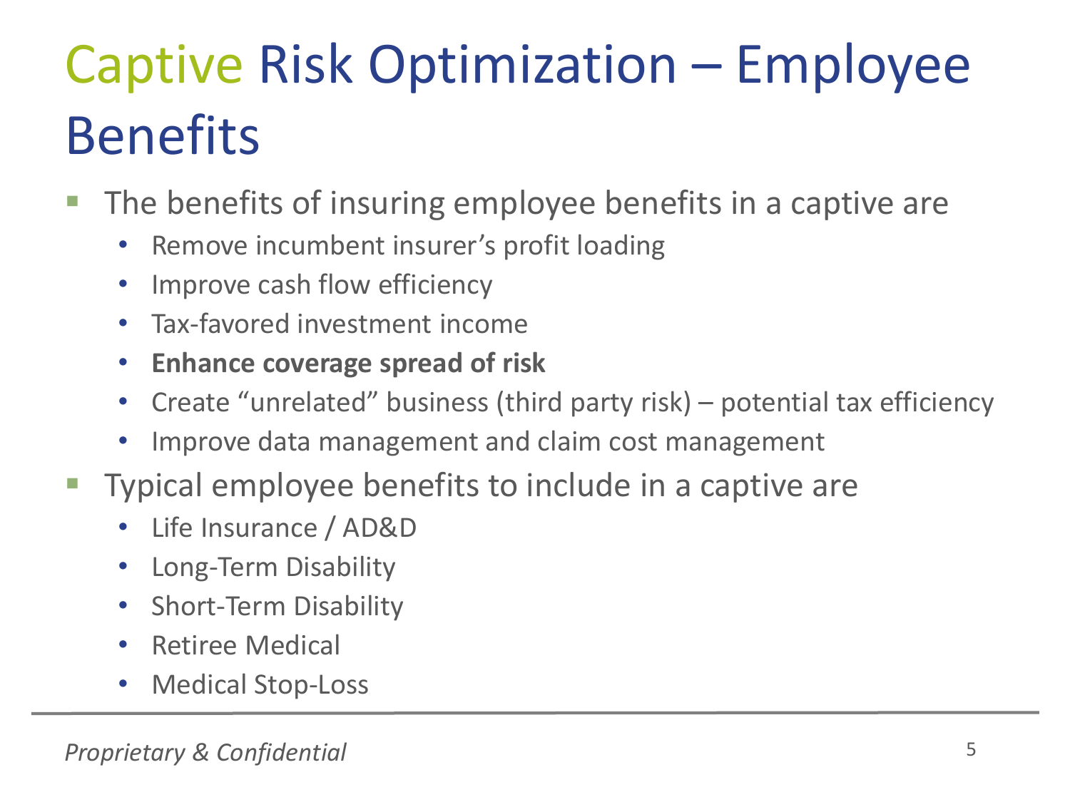# Captive Risk Optimization – Employee Benefits

- The benefits of insuring employee benefits in a captive are
  - Remove incumbent insurer's profit loading
  - Improve cash flow efficiency
  - Tax-favored investment income
  - **Enhance coverage spread of risk**
  - Create "unrelated" business (third party risk) – potential tax efficiency
  - Improve data management and claim cost management
- Typical employee benefits to include in a captive are
  - Life Insurance / AD&D
  - Long-Term Disability
  - Short-Term Disability
  - Retiree Medical
  - Medical Stop-Loss

*Proprietary & Confidential*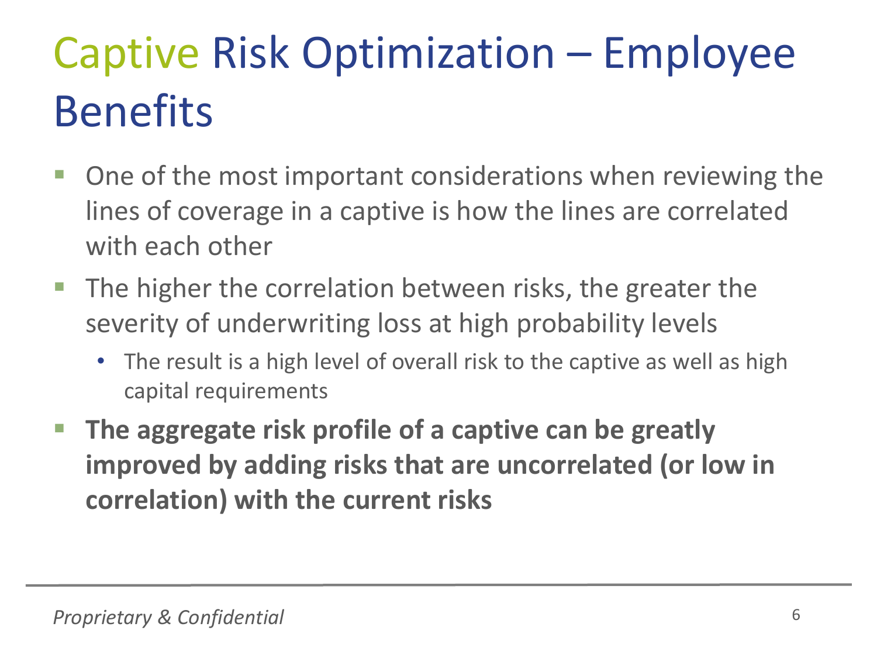# Captive Risk Optimization – Employee Benefits

- One of the most important considerations when reviewing the lines of coverage in a captive is how the lines are correlated with each other
- The higher the correlation between risks, the greater the severity of underwriting loss at high probability levels
  - The result is a high level of overall risk to the captive as well as high capital requirements
- **The aggregate risk profile of a captive can be greatly improved by adding risks that are uncorrelated (or low in correlation) with the current risks**

*Proprietary & Confidential*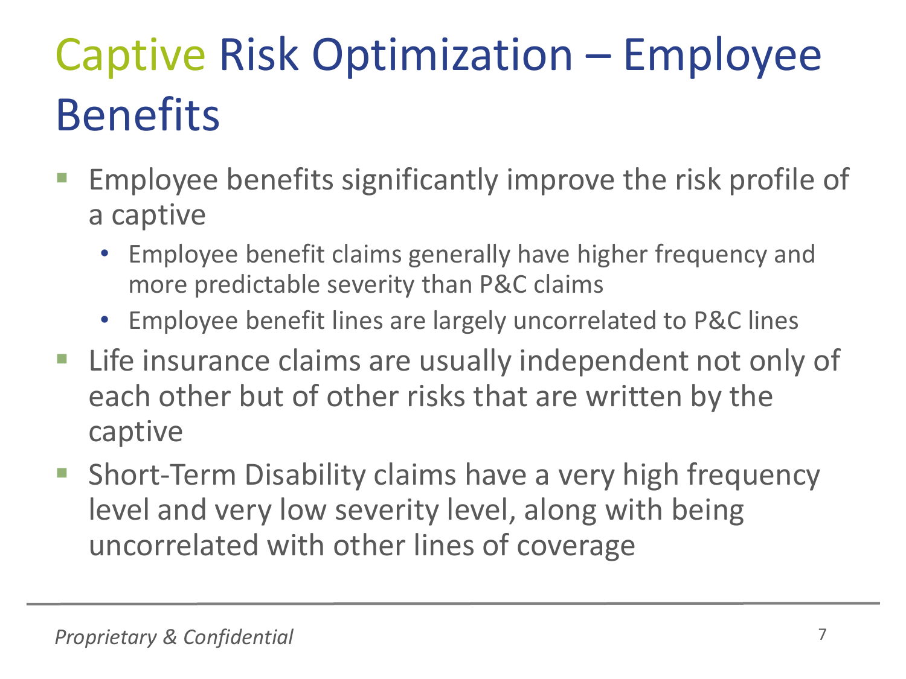# Captive Risk Optimization – Employee Benefits

- Employee benefits significantly improve the risk profile of a captive
  - Employee benefit claims generally have higher frequency and more predictable severity than P&C claims
  - Employee benefit lines are largely uncorrelated to P&C lines
- Life insurance claims are usually independent not only of each other but of other risks that are written by the captive
- Short-Term Disability claims have a very high frequency level and very low severity level, along with being uncorrelated with other lines of coverage

*Proprietary & Confidential*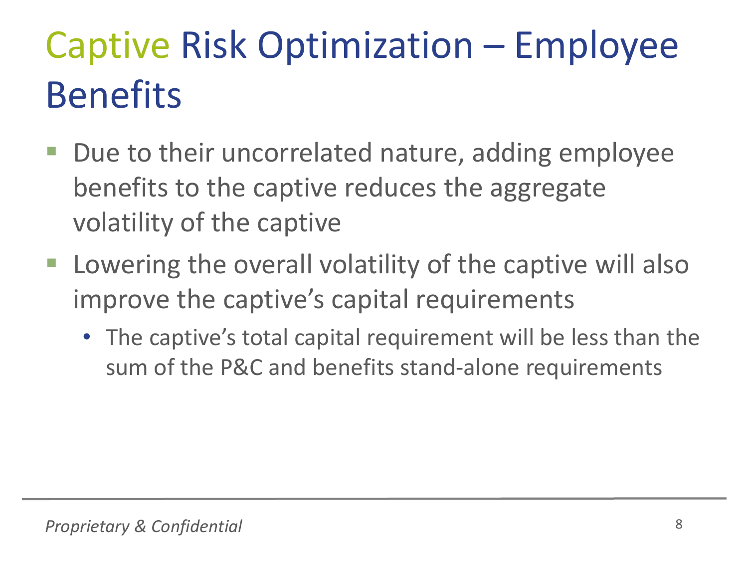# Captive Risk Optimization – Employee Benefits

- Due to their uncorrelated nature, adding employee benefits to the captive reduces the aggregate volatility of the captive
- Lowering the overall volatility of the captive will also improve the captive's capital requirements
  - The captive's total capital requirement will be less than the sum of the P&C and benefits stand-alone requirements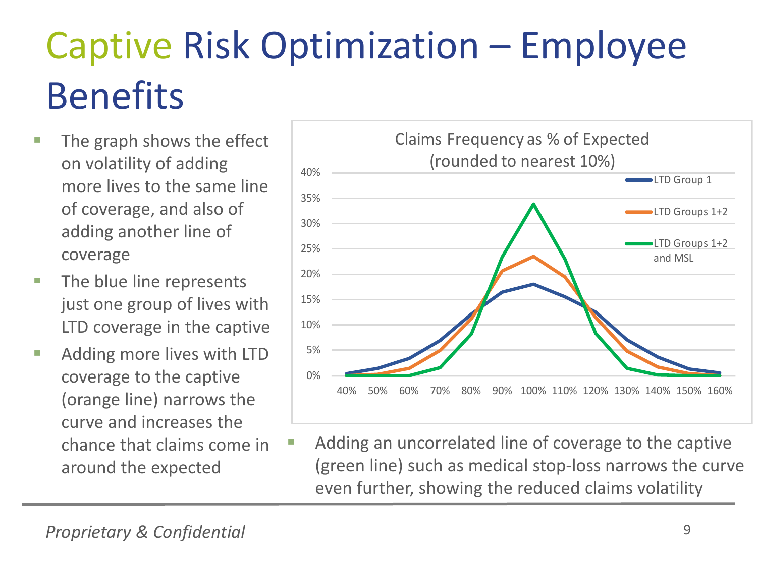# Captive Risk Optimization – Employee Benefits

- The graph shows the effect on volatility of adding more lives to the same line of coverage, and also of adding another line of coverage
- The blue line represents just one group of lives with LTD coverage in the captive
- Adding more lives with LTD coverage to the captive (orange line) narrows the curve and increases the chance that claims come in around the expected

Claims Frequency as % of Expected (rounded to nearest 10%)

- Adding an uncorrelated line of coverage to the captive (green line) such as medical stop-loss narrows the curve even further, showing the reduced claims volatility

*Proprietary & Confidential*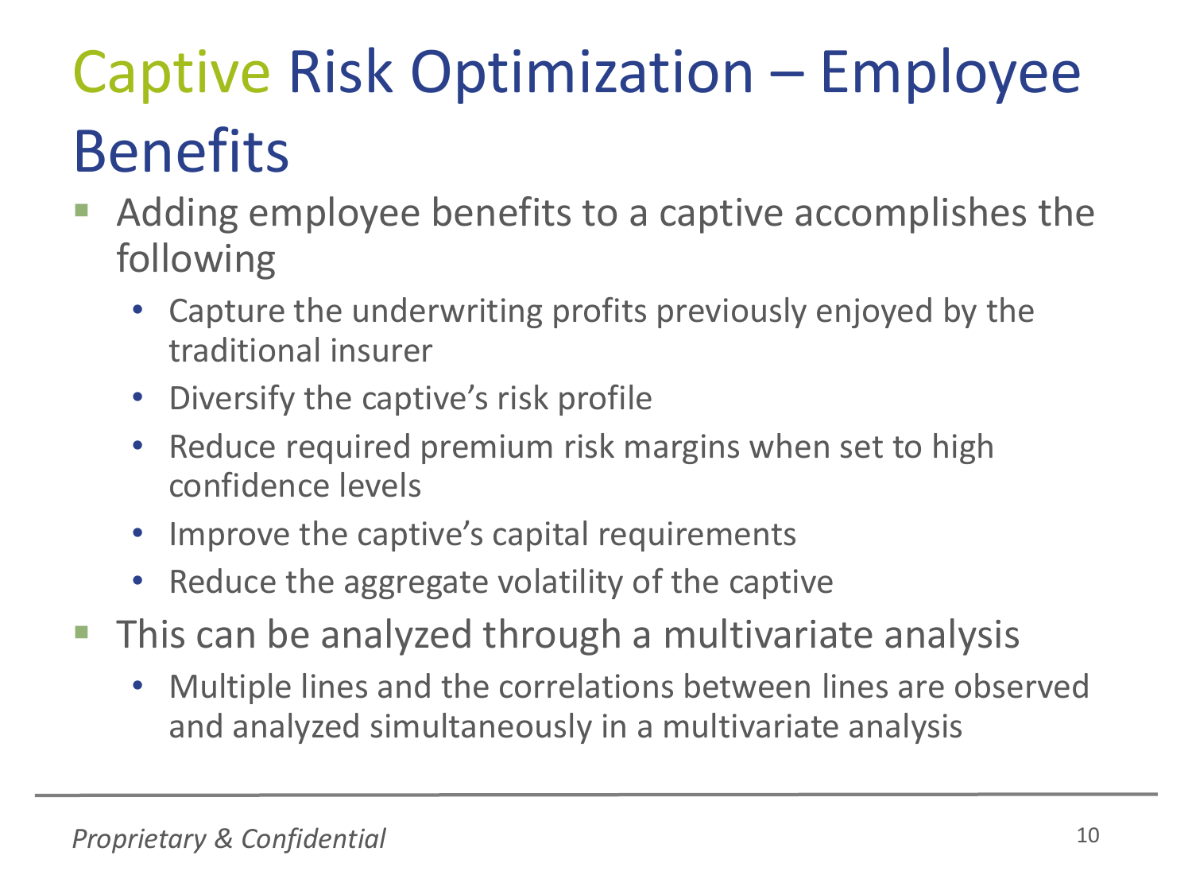# Captive Risk Optimization – Employee Benefits

- Adding employee benefits to a captive accomplishes the following
  - Capture the underwriting profits previously enjoyed by the traditional insurer
  - Diversify the captive's risk profile
  - Reduce required premium risk margins when set to high confidence levels
  - Improve the captive's capital requirements
  - Reduce the aggregate volatility of the captive
- This can be analyzed through a multivariate analysis
  - Multiple lines and the correlations between lines are observed and analyzed simultaneously in a multivariate analysis

*Proprietary & Confidential*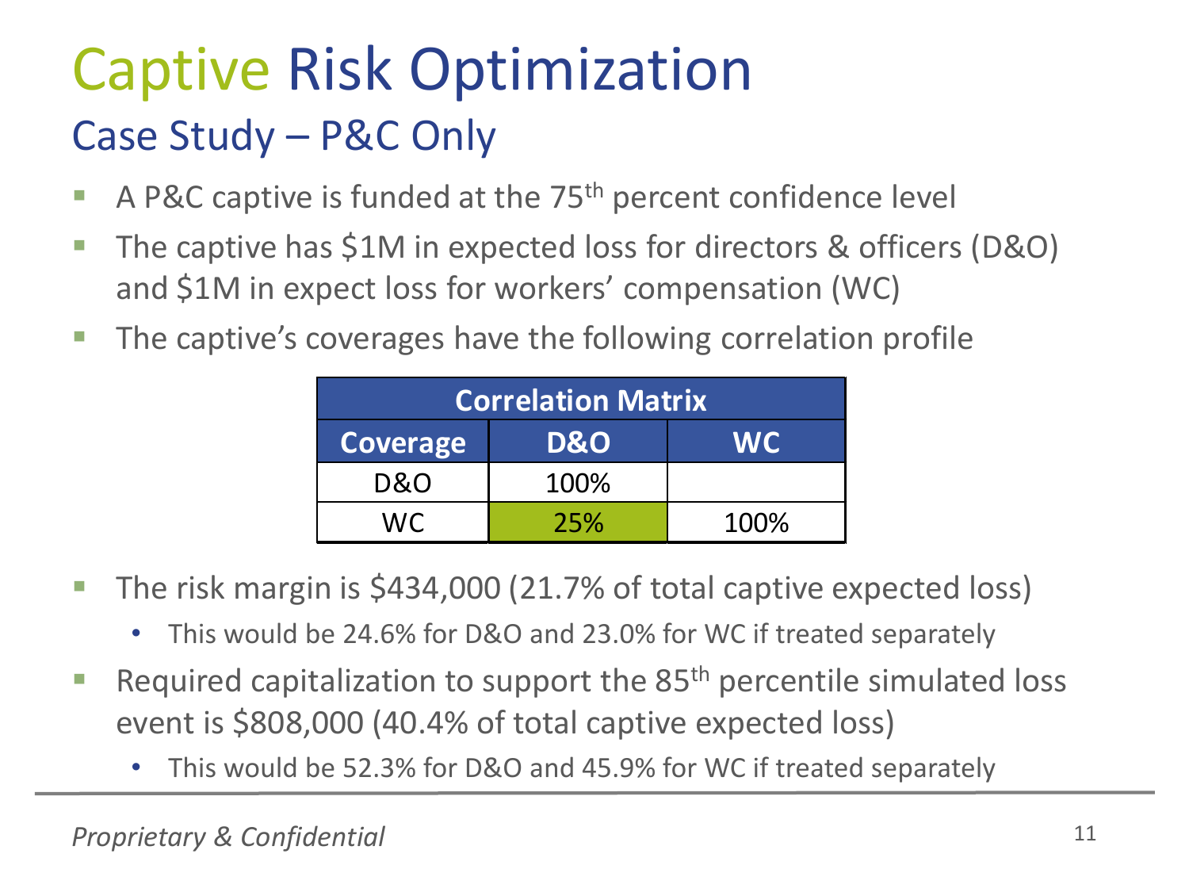# Captive Risk Optimization

## Case Study – P&C Only

- A P&C captive is funded at the 75th percent confidence level
- The captive has $1M in expected loss for directors & officers (D&O) and $1M in expect loss for workers' compensation (WC)
- The captive's coverages have the following correlation profile

| Correlation Matrix | | |
|---|---|---|
| **Coverage** | **D&O** | **WC** |
| D&O | 100% | |
| WC | 25% | 100% |

- The risk margin is $434,000 (21.7% of total captive expected loss)
  - This would be 24.6% for D&O and 23.0% for WC if treated separately
- Required capitalization to support the 85th percentile simulated loss event is $808,000 (40.4% of total captive expected loss)
  - This would be 52.3% for D&O and 45.9% for WC if treated separately

*Proprietary & Confidential*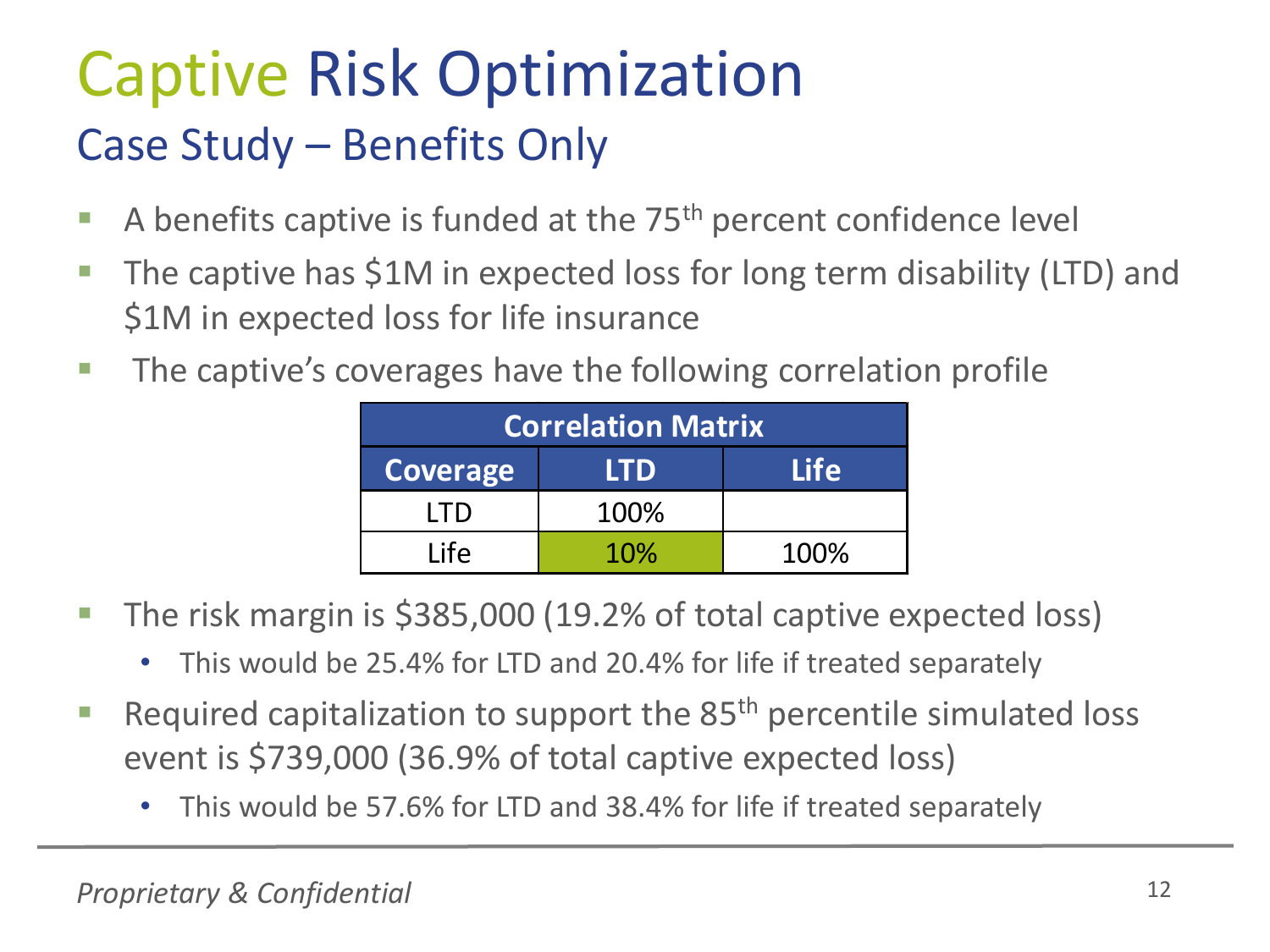# Captive Risk Optimization

## Case Study – Benefits Only

- A benefits captive is funded at the 75th percent confidence level
- The captive has $1M in expected loss for long term disability (LTD) and $1M in expected loss for life insurance
- The captive's coverages have the following correlation profile

| Correlation Matrix | | |
|---|---|---|
| **Coverage** | **LTD** | **Life** |
| LTD | 100% | |
| Life | 10% | 100% |

- The risk margin is $385,000 (19.2% of total captive expected loss)
  - This would be 25.4% for LTD and 20.4% for life if treated separately
- Required capitalization to support the 85th percentile simulated loss event is $739,000 (36.9% of total captive expected loss)
  - This would be 57.6% for LTD and 38.4% for life if treated separately

*Proprietary & Confidential*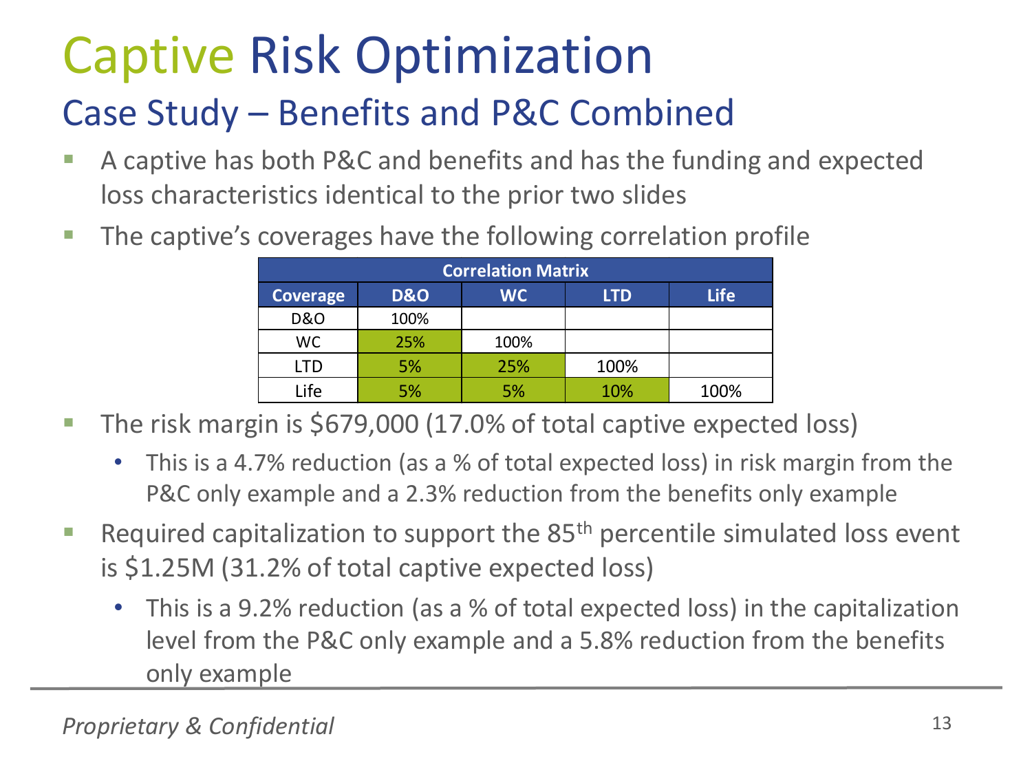# Captive Risk Optimization

## Case Study – Benefits and P&C Combined

- A captive has both P&C and benefits and has the funding and expected loss characteristics identical to the prior two slides
- The captive's coverages have the following correlation profile

| Correlation Matrix | | | | |
|---|---|---|---|---|
| **Coverage** | **D&O** | **WC** | **LTD** | **Life** |
| D&O | 100% | | | |
| WC | 25% | 100% | | |
| LTD | 5% | 25% | 100% | |
| Life | 5% | 5% | 10% | 100% |

- The risk margin is $679,000 (17.0% of total captive expected loss)
  - This is a 4.7% reduction (as a % of total expected loss) in risk margin from the P&C only example and a 2.3% reduction from the benefits only example
- Required capitalization to support the 85$^{th}$ percentile simulated loss event is $1.25M (31.2% of total captive expected loss)
  - This is a 9.2% reduction (as a % of total expected loss) in the capitalization level from the P&C only example and a 5.8% reduction from the benefits only example

*Proprietary & Confidential*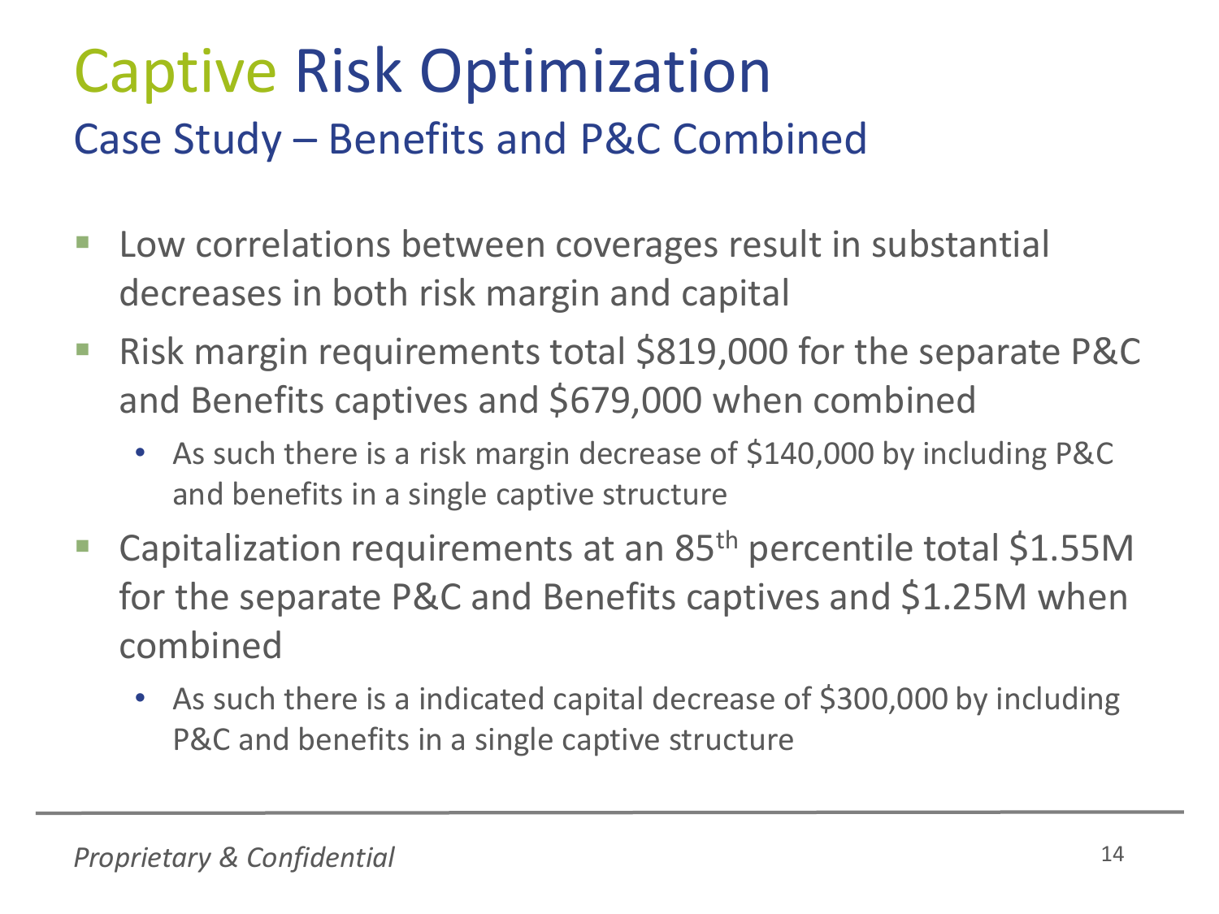# Captive Risk Optimization

## Case Study – Benefits and P&C Combined

- Low correlations between coverages result in substantial decreases in both risk margin and capital
- Risk margin requirements total $819,000 for the separate P&C and Benefits captives and $679,000 when combined
  - As such there is a risk margin decrease of $140,000 by including P&C and benefits in a single captive structure
- Capitalization requirements at an 85th percentile total $1.55M for the separate P&C and Benefits captives and $1.25M when combined
  - As such there is a indicated capital decrease of $300,000 by including P&C and benefits in a single captive structure

*Proprietary & Confidential*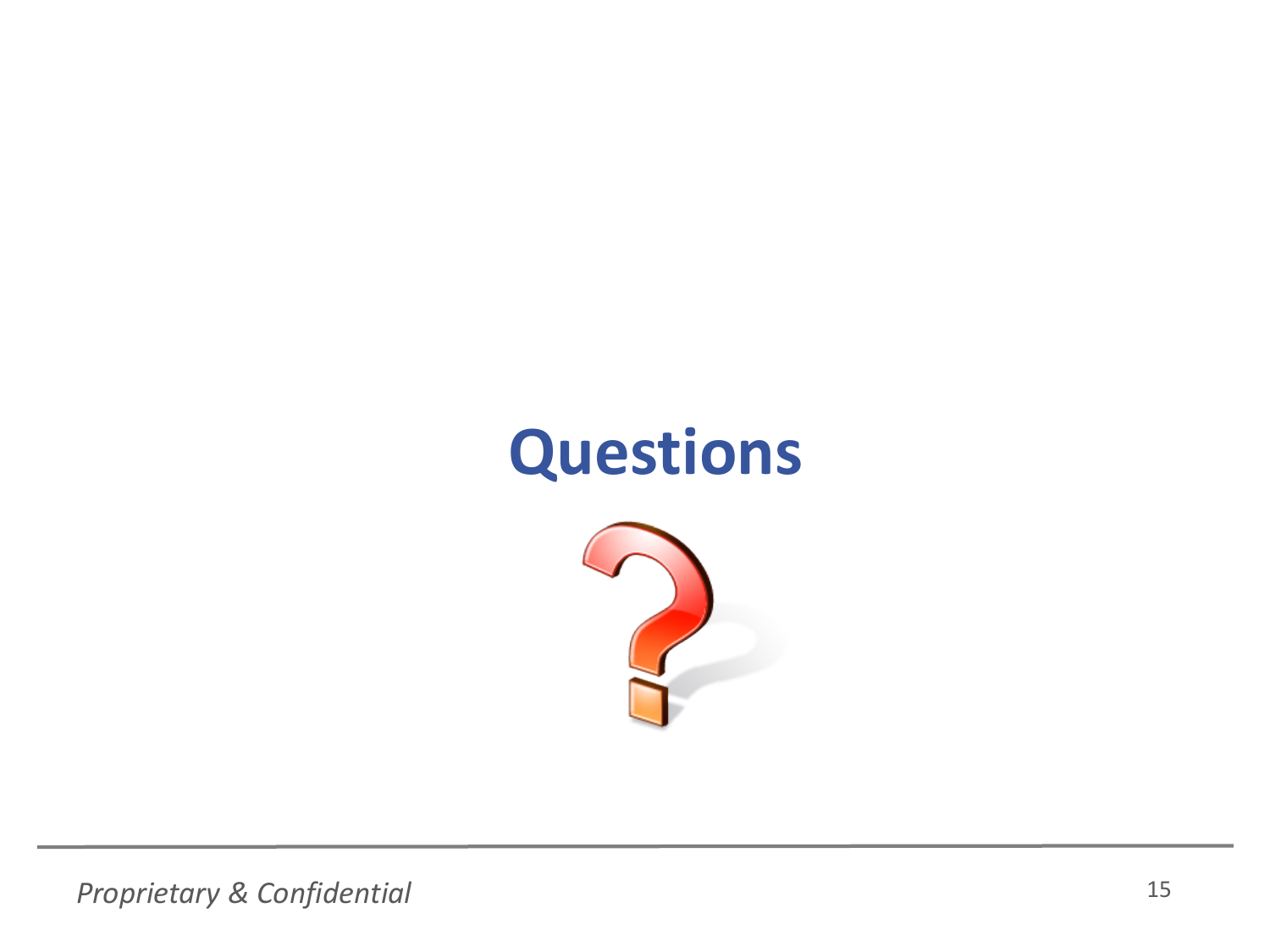# Questions